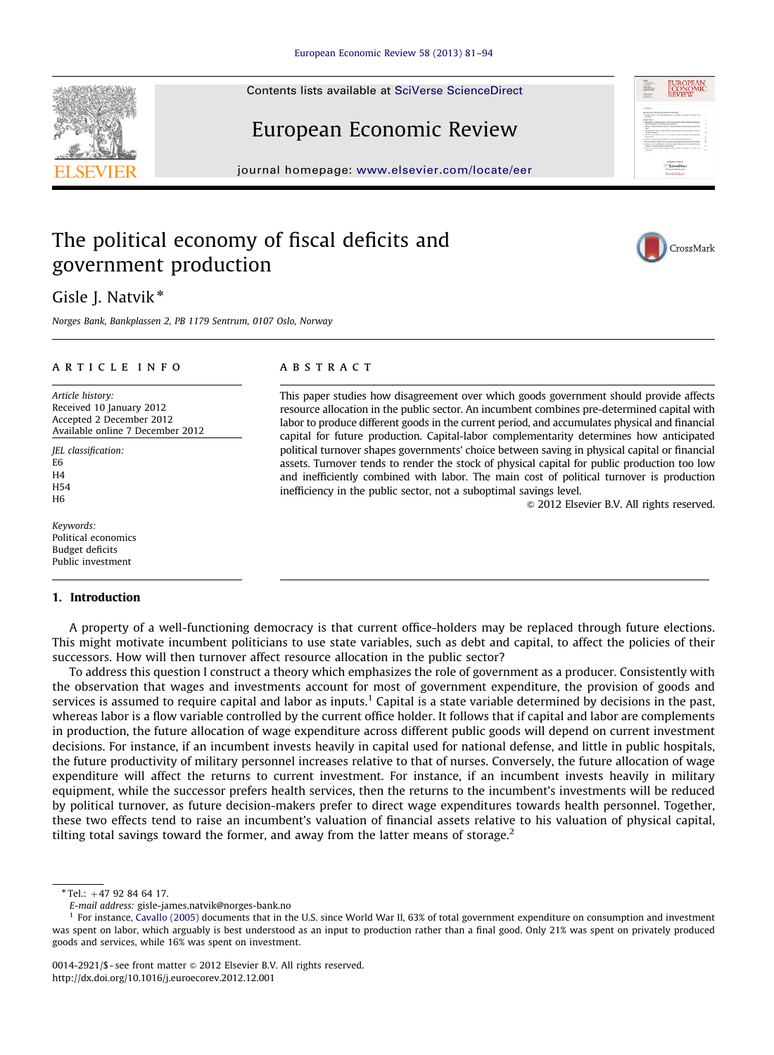Contents lists available at SciVerse ScienceDirect

# European Economic Review

journal homepage: www.elsevier.com/locate/eer

# The political economy of fiscal deficits and government production

Gisle J. Natvik*

*Norges Bank, Bankplassen 2, PB 1179 Sentrum, 0107 Oslo, Norway*

**ARTICLE INFO**

*Article history:*
Received 10 January 2012
Accepted 2 December 2012
Available online 7 December 2012

*JEL classification:*
E6
H4
H54
H6

*Keywords:*
Political economics
Budget deficits
Public investment

**ABSTRACT**

This paper studies how disagreement over which goods government should provide affects resource allocation in the public sector. An incumbent combines pre-determined capital with labor to produce different goods in the current period, and accumulates physical and financial capital for future production. Capital-labor complementarity determines how anticipated political turnover shapes governments' choice between saving in physical capital or financial assets. Turnover tends to render the stock of physical capital for public production too low and inefficiently combined with labor. The main cost of political turnover is production inefficiency in the public sector, not a suboptimal savings level.

© 2012 Elsevier B.V. All rights reserved.

## 1. Introduction

A property of a well-functioning democracy is that current office-holders may be replaced through future elections. This might motivate incumbent politicians to use state variables, such as debt and capital, to affect the policies of their successors. How will then turnover affect resource allocation in the public sector?

To address this question I construct a theory which emphasizes the role of government as a producer. Consistently with the observation that wages and investments account for most of government expenditure, the provision of goods and services is assumed to require capital and labor as inputs.[1] Capital is a state variable determined by decisions in the past, whereas labor is a flow variable controlled by the current office holder. It follows that if capital and labor are complements in production, the future allocation of wage expenditure across different public goods will depend on current investment decisions. For instance, if an incumbent invests heavily in capital used for national defense, and little in public hospitals, the future productivity of military personnel increases relative to that of nurses. Conversely, the future allocation of wage expenditure will affect the returns to current investment. For instance, if an incumbent invests heavily in military equipment, while the successor prefers health services, then the returns to the incumbent's investments will be reduced by political turnover, as future decision-makers prefer to direct wage expenditures towards health personnel. Together, these two effects tend to raise an incumbent's valuation of financial assets relative to his valuation of physical capital, tilting total savings toward the former, and away from the latter means of storage.[2]

---

* Tel.: +47 92 84 64 17.
*E-mail address:* gisle-james.natvik@norges-bank.no

[1] For instance, Cavallo (2005) documents that in the U.S. since World War II, 63% of total government expenditure on consumption and investment was spent on labor, which arguably is best understood as an input to production rather than a final good. Only 21% was spent on privately produced goods and services, while 16% was spent on investment.

0014-2921/$ - see front matter © 2012 Elsevier B.V. All rights reserved.
http://dx.doi.org/10.1016/j.euroecorev.2012.12.001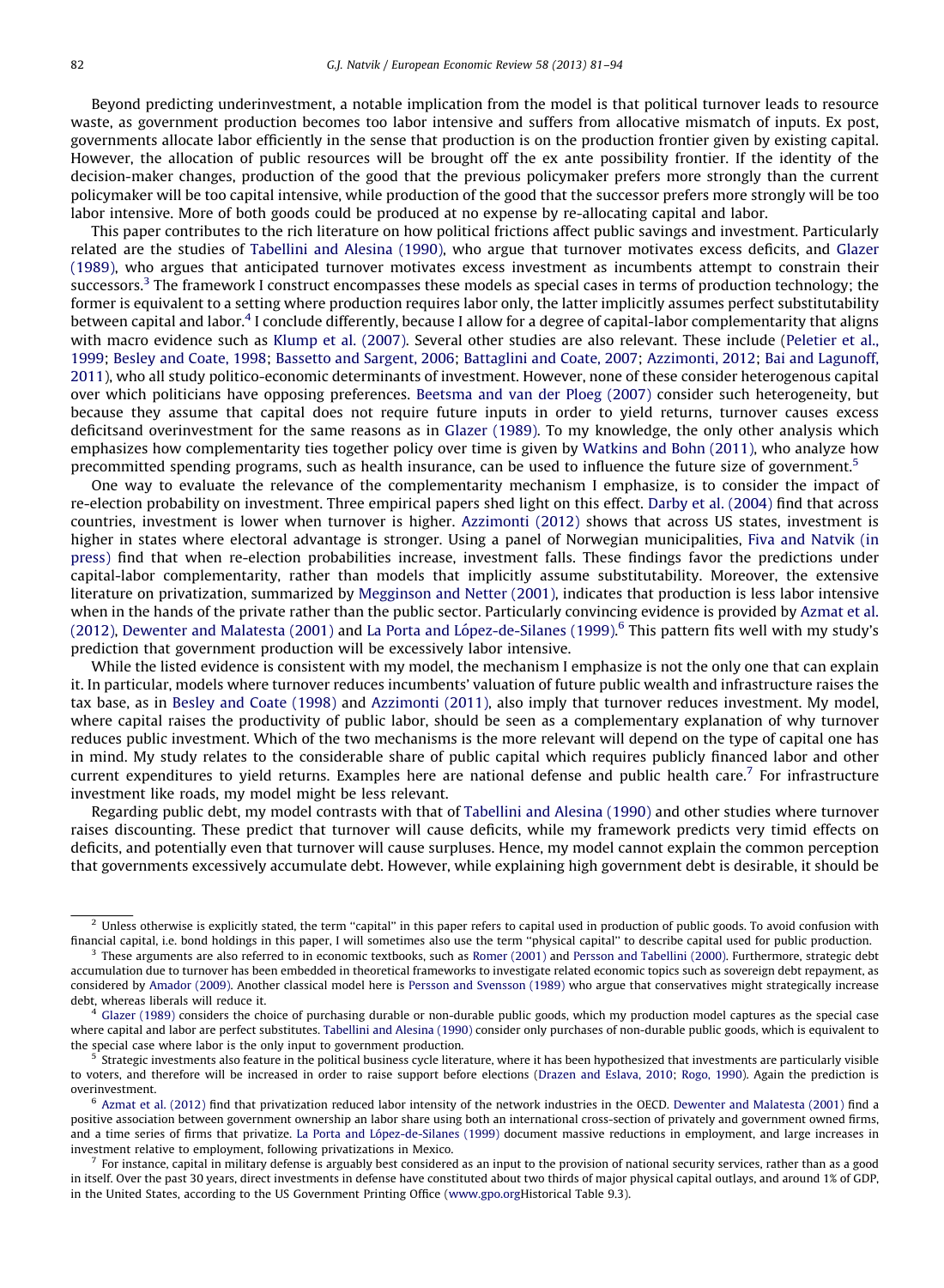Beyond predicting underinvestment, a notable implication from the model is that political turnover leads to resource waste, as government production becomes too labor intensive and suffers from allocative mismatch of inputs. Ex post, governments allocate labor efficiently in the sense that production is on the production frontier given by existing capital. However, the allocation of public resources will be brought off the ex ante possibility frontier. If the identity of the decision-maker changes, production of the good that the previous policymaker prefers more strongly than the current policymaker will be too capital intensive, while production of the good that the successor prefers more strongly will be too labor intensive. More of both goods could be produced at no expense by re-allocating capital and labor.

This paper contributes to the rich literature on how political frictions affect public savings and investment. Particularly related are the studies of Tabellini and Alesina (1990), who argue that turnover motivates excess deficits, and Glazer (1989), who argues that anticipated turnover motivates excess investment as incumbents attempt to constrain their successors.[3] The framework I construct encompasses these models as special cases in terms of production technology; the former is equivalent to a setting where production requires labor only, the latter implicitly assumes perfect substitutability between capital and labor.[4] I conclude differently, because I allow for a degree of capital-labor complementarity that aligns with macro evidence such as Klump et al. (2007). Several other studies are also relevant. These include (Peletier et al., 1999; Besley and Coate, 1998; Bassetto and Sargent, 2006; Battaglini and Coate, 2007; Azzimonti, 2012; Bai and Lagunoff, 2011), who all study politico-economic determinants of investment. However, none of these consider heterogenous capital over which politicians have opposing preferences. Beetsma and van der Ploeg (2007) consider such heterogeneity, but because they assume that capital does not require future inputs in order to yield returns, turnover causes excess deficitsand overinvestment for the same reasons as in Glazer (1989). To my knowledge, the only other analysis which emphasizes how complementarity ties together policy over time is given by Watkins and Bohn (2011), who analyze how precommitted spending programs, such as health insurance, can be used to influence the future size of government.[5]

One way to evaluate the relevance of the complementarity mechanism I emphasize, is to consider the impact of re-election probability on investment. Three empirical papers shed light on this effect. Darby et al. (2004) find that across countries, investment is lower when turnover is higher. Azzimonti (2012) shows that across US states, investment is higher in states where electoral advantage is stronger. Using a panel of Norwegian municipalities, Fiva and Natvik (in press) find that when re-election probabilities increase, investment falls. These findings favor the predictions under capital-labor complementarity, rather than models that implicitly assume substitutability. Moreover, the extensive literature on privatization, summarized by Megginson and Netter (2001), indicates that production is less labor intensive when in the hands of the private rather than the public sector. Particularly convincing evidence is provided by Azmat et al. (2012), Dewenter and Malatesta (2001) and La Porta and López-de-Silanes (1999).[6] This pattern fits well with my study's prediction that government production will be excessively labor intensive.

While the listed evidence is consistent with my model, the mechanism I emphasize is not the only one that can explain it. In particular, models where turnover reduces incumbents' valuation of future public wealth and infrastructure raises the tax base, as in Besley and Coate (1998) and Azzimonti (2011), also imply that turnover reduces investment. My model, where capital raises the productivity of public labor, should be seen as a complementary explanation of why turnover reduces public investment. Which of the two mechanisms is the more relevant will depend on the type of capital one has in mind. My study relates to the considerable share of public capital which requires publicly financed labor and other current expenditures to yield returns. Examples here are national defense and public health care.[7] For infrastructure investment like roads, my model might be less relevant.

Regarding public debt, my model contrasts with that of Tabellini and Alesina (1990) and other studies where turnover raises discounting. These predict that turnover will cause deficits, while my framework predicts very timid effects on deficits, and potentially even that turnover will cause surpluses. Hence, my model cannot explain the common perception that governments excessively accumulate debt. However, while explaining high government debt is desirable, it should be

---

[2] Unless otherwise is explicitly stated, the term "capital" in this paper refers to capital used in production of public goods. To avoid confusion with financial capital, i.e. bond holdings in this paper, I will sometimes also use the term "physical capital" to describe capital used for public production.

[3] These arguments are also referred to in economic textbooks, such as Romer (2001) and Persson and Tabellini (2000). Furthermore, strategic debt accumulation due to turnover has been embedded in theoretical frameworks to investigate related economic topics such as sovereign debt repayment, as considered by Amador (2009). Another classical model here is Persson and Svensson (1989) who argue that conservatives might strategically increase debt, whereas liberals will reduce it.

[4] Glazer (1989) considers the choice of purchasing durable or non-durable public goods, which my production model captures as the special case where capital and labor are perfect substitutes. Tabellini and Alesina (1990) consider only purchases of non-durable public goods, which is equivalent to the special case where labor is the only input to government production.

[5] Strategic investments also feature in the political business cycle literature, where it has been hypothesized that investments are particularly visible to voters, and therefore will be increased in order to raise support before elections (Drazen and Eslava, 2010; Rogo, 1990). Again the prediction is overinvestment.

[6] Azmat et al. (2012) find that privatization reduced labor intensity of the network industries in the OECD. Dewenter and Malatesta (2001) find a positive association between government ownership an labor share using both an international cross-section of privately and government owned firms, and a time series of firms that privatize. La Porta and López-de-Silanes (1999) document massive reductions in employment, and large increases in investment relative to employment, following privatizations in Mexico.

[7] For instance, capital in military defense is arguably best considered as an input to the provision of national security services, rather than as a good in itself. Over the past 30 years, direct investments in defense have constituted about two thirds of major physical capital outlays, and around 1% of GDP, in the United States, according to the US Government Printing Office (www.gpo.orgHistorical Table 9.3).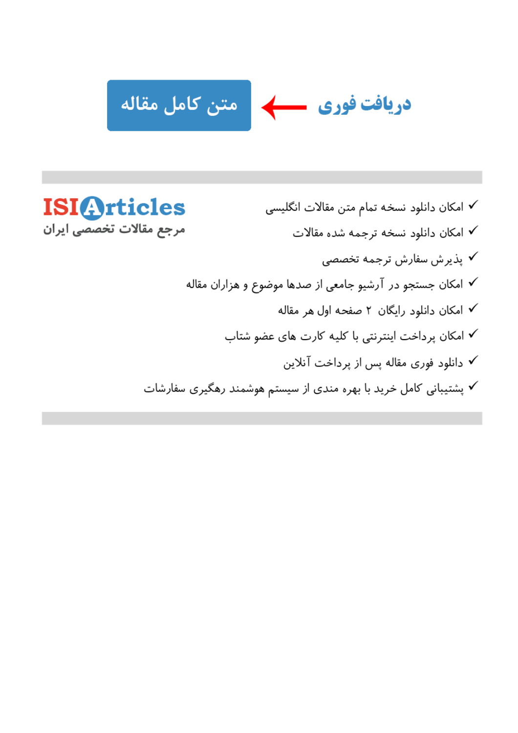دریافت فوری ← متن کامل مقاله

ISIArticles

مرجع مقالات تخصصی ایران

- ✓ امکان دانلود نسخه تمام متن مقالات انگلیسی
- ✓ امکان دانلود نسخه ترجمه شده مقالات
- ✓ پذیرش سفارش ترجمه تخصصی
- ✓ امکان جستجو در آرشیو جامعی از صدها موضوع و هزاران مقاله
- ✓ امکان دانلود رایگان ۲ صفحه اول هر مقاله
- ✓ امکان پرداخت اینترنتی با کلیه کارت های عضو شتاب
- ✓ دانلود فوری مقاله پس از پرداخت آنلاین
- ✓ پشتیبانی کامل خرید با بهره مندی از سیستم هوشمند رهگیری سفارشات